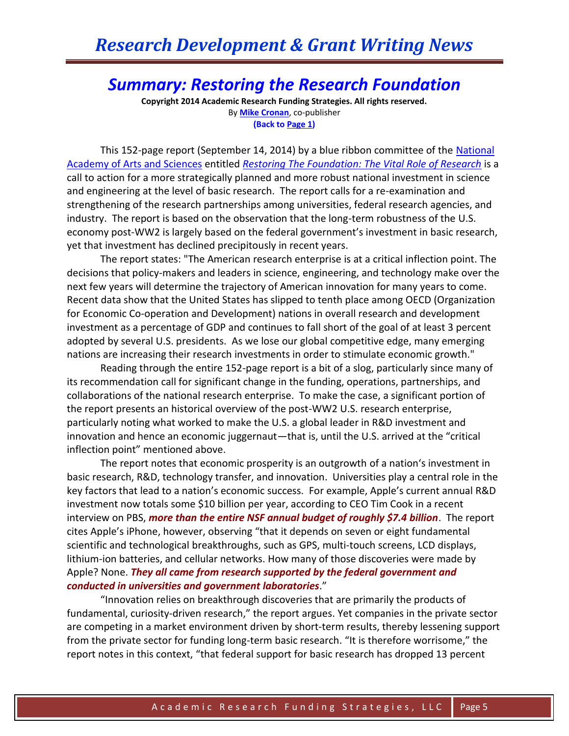# Summary: Restoring the Research Foundation

**Copyright 2014 Academic Research Funding Strategies. All rights reserved.**

By **Mike Cronan**, co-publisher

**(Back to Page 1)**

This 152-page report (September 14, 2014) by a blue ribbon committee of the National Academy of Arts and Sciences entitled *Restoring The Foundation: The Vital Role of Research* is a call to action for a more strategically planned and more robust national investment in science and engineering at the level of basic research. The report calls for a re-examination and strengthening of the research partnerships among universities, federal research agencies, and industry. The report is based on the observation that the long-term robustness of the U.S. economy post-WW2 is largely based on the federal government's investment in basic research, yet that investment has declined precipitously in recent years.

The report states: "The American research enterprise is at a critical inflection point. The decisions that policy-makers and leaders in science, engineering, and technology make over the next few years will determine the trajectory of American innovation for many years to come. Recent data show that the United States has slipped to tenth place among OECD (Organization for Economic Co-operation and Development) nations in overall research and development investment as a percentage of GDP and continues to fall short of the goal of at least 3 percent adopted by several U.S. presidents. As we lose our global competitive edge, many emerging nations are increasing their research investments in order to stimulate economic growth."

Reading through the entire 152-page report is a bit of a slog, particularly since many of its recommendation call for significant change in the funding, operations, partnerships, and collaborations of the national research enterprise. To make the case, a significant portion of the report presents an historical overview of the post-WW2 U.S. research enterprise, particularly noting what worked to make the U.S. a global leader in R&D investment and innovation and hence an economic juggernaut—that is, until the U.S. arrived at the "critical inflection point" mentioned above.

The report notes that economic prosperity is an outgrowth of a nation's investment in basic research, R&D, technology transfer, and innovation. Universities play a central role in the key factors that lead to a nation's economic success. For example, Apple's current annual R&D investment now totals some $10 billion per year, according to CEO Tim Cook in a recent interview on PBS, ***more than the entire NSF annual budget of roughly $7.4 billion***. The report cites Apple's iPhone, however, observing "that it depends on seven or eight fundamental scientific and technological breakthroughs, such as GPS, multi-touch screens, LCD displays, lithium-ion batteries, and cellular networks. How many of those discoveries were made by Apple? None. ***They all came from research supported by the federal government and conducted in universities and government laboratories***."

"Innovation relies on breakthrough discoveries that are primarily the products of fundamental, curiosity-driven research," the report argues. Yet companies in the private sector are competing in a market environment driven by short-term results, thereby lessening support from the private sector for funding long-term basic research. "It is therefore worrisome," the report notes in this context, "that federal support for basic research has dropped 13 percent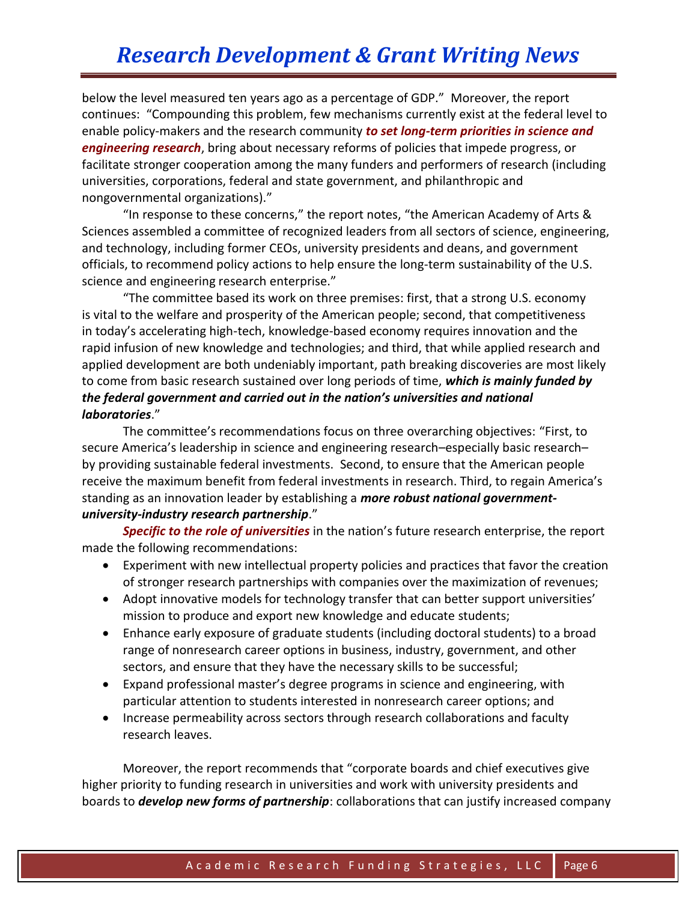below the level measured ten years ago as a percentage of GDP." Moreover, the report continues: "Compounding this problem, few mechanisms currently exist at the federal level to enable policy-makers and the research community ***to set long-term priorities in science and engineering research***, bring about necessary reforms of policies that impede progress, or facilitate stronger cooperation among the many funders and performers of research (including universities, corporations, federal and state government, and philanthropic and nongovernmental organizations)."

"In response to these concerns," the report notes, "the American Academy of Arts & Sciences assembled a committee of recognized leaders from all sectors of science, engineering, and technology, including former CEOs, university presidents and deans, and government officials, to recommend policy actions to help ensure the long-term sustainability of the U.S. science and engineering research enterprise."

"The committee based its work on three premises: first, that a strong U.S. economy is vital to the welfare and prosperity of the American people; second, that competitiveness in today's accelerating high-tech, knowledge-based economy requires innovation and the rapid infusion of new knowledge and technologies; and third, that while applied research and applied development are both undeniably important, path breaking discoveries are most likely to come from basic research sustained over long periods of time, ***which is mainly funded by the federal government and carried out in the nation's universities and national laboratories***."

The committee's recommendations focus on three overarching objectives: "First, to secure America's leadership in science and engineering research–especially basic research–by providing sustainable federal investments. Second, to ensure that the American people receive the maximum benefit from federal investments in research. Third, to regain America's standing as an innovation leader by establishing a ***more robust national government-university-industry research partnership***."

***Specific to the role of universities*** in the nation's future research enterprise, the report made the following recommendations:

- Experiment with new intellectual property policies and practices that favor the creation of stronger research partnerships with companies over the maximization of revenues;
- Adopt innovative models for technology transfer that can better support universities' mission to produce and export new knowledge and educate students;
- Enhance early exposure of graduate students (including doctoral students) to a broad range of nonresearch career options in business, industry, government, and other sectors, and ensure that they have the necessary skills to be successful;
- Expand professional master's degree programs in science and engineering, with particular attention to students interested in nonresearch career options; and
- Increase permeability across sectors through research collaborations and faculty research leaves.

Moreover, the report recommends that "corporate boards and chief executives give higher priority to funding research in universities and work with university presidents and boards to ***develop new forms of partnership***: collaborations that can justify increased company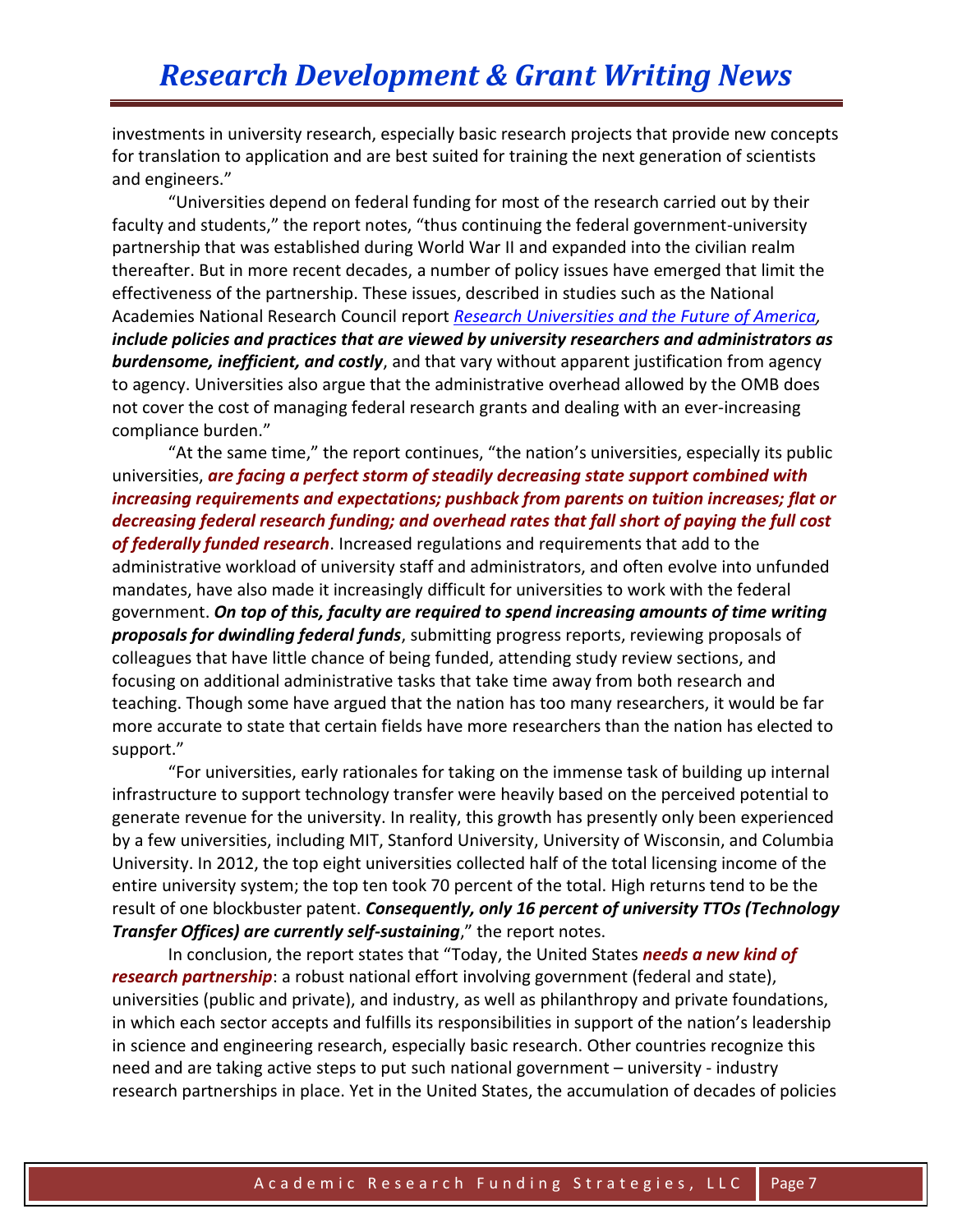investments in university research, especially basic research projects that provide new concepts for translation to application and are best suited for training the next generation of scientists and engineers."

"Universities depend on federal funding for most of the research carried out by their faculty and students," the report notes, "thus continuing the federal government-university partnership that was established during World War II and expanded into the civilian realm thereafter. But in more recent decades, a number of policy issues have emerged that limit the effectiveness of the partnership. These issues, described in studies such as the National Academies National Research Council report [*Research Universities and the Future of America*](), ***include policies and practices that are viewed by university researchers and administrators as burdensome, inefficient, and costly***, and that vary without apparent justification from agency to agency. Universities also argue that the administrative overhead allowed by the OMB does not cover the cost of managing federal research grants and dealing with an ever-increasing compliance burden."

"At the same time," the report continues, "the nation's universities, especially its public universities, ***are facing a perfect storm of steadily decreasing state support combined with increasing requirements and expectations; pushback from parents on tuition increases; flat or decreasing federal research funding; and overhead rates that fall short of paying the full cost of federally funded research***. Increased regulations and requirements that add to the administrative workload of university staff and administrators, and often evolve into unfunded mandates, have also made it increasingly difficult for universities to work with the federal government. ***On top of this, faculty are required to spend increasing amounts of time writing proposals for dwindling federal funds***, submitting progress reports, reviewing proposals of colleagues that have little chance of being funded, attending study review sections, and focusing on additional administrative tasks that take time away from both research and teaching. Though some have argued that the nation has too many researchers, it would be far more accurate to state that certain fields have more researchers than the nation has elected to support."

"For universities, early rationales for taking on the immense task of building up internal infrastructure to support technology transfer were heavily based on the perceived potential to generate revenue for the university. In reality, this growth has presently only been experienced by a few universities, including MIT, Stanford University, University of Wisconsin, and Columbia University. In 2012, the top eight universities collected half of the total licensing income of the entire university system; the top ten took 70 percent of the total. High returns tend to be the result of one blockbuster patent. ***Consequently, only 16 percent of university TTOs (Technology Transfer Offices) are currently self-sustaining***," the report notes.

In conclusion, the report states that "Today, the United States ***needs a new kind of research partnership***: a robust national effort involving government (federal and state), universities (public and private), and industry, as well as philanthropy and private foundations, in which each sector accepts and fulfills its responsibilities in support of the nation's leadership in science and engineering research, especially basic research. Other countries recognize this need and are taking active steps to put such national government – university - industry research partnerships in place. Yet in the United States, the accumulation of decades of policies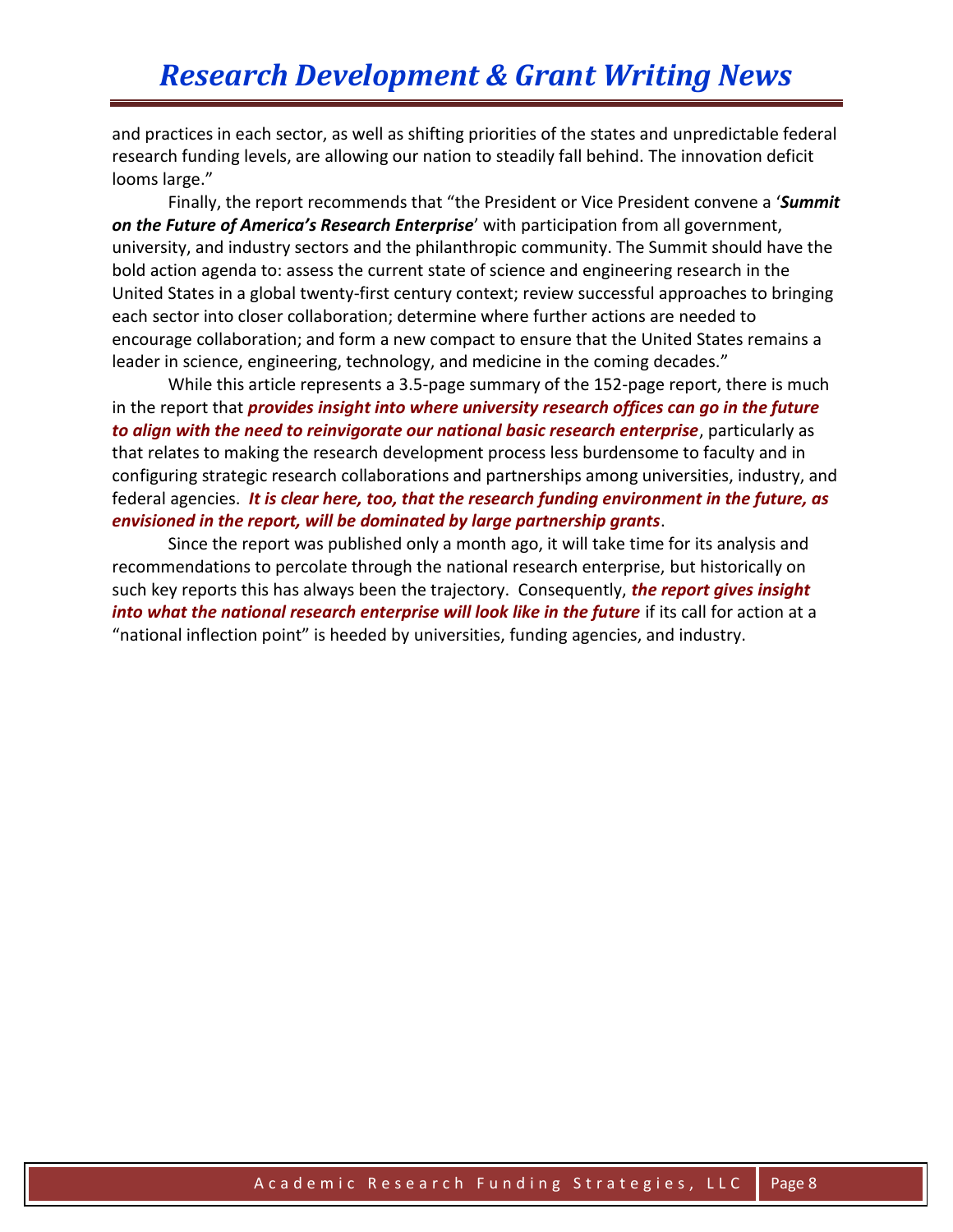and practices in each sector, as well as shifting priorities of the states and unpredictable federal research funding levels, are allowing our nation to steadily fall behind. The innovation deficit looms large."

Finally, the report recommends that "the President or Vice President convene a '***Summit on the Future of America's Research Enterprise***' with participation from all government, university, and industry sectors and the philanthropic community. The Summit should have the bold action agenda to: assess the current state of science and engineering research in the United States in a global twenty-first century context; review successful approaches to bringing each sector into closer collaboration; determine where further actions are needed to encourage collaboration; and form a new compact to ensure that the United States remains a leader in science, engineering, technology, and medicine in the coming decades."

While this article represents a 3.5-page summary of the 152-page report, there is much in the report that ***provides insight into where university research offices can go in the future to align with the need to reinvigorate our national basic research enterprise***, particularly as that relates to making the research development process less burdensome to faculty and in configuring strategic research collaborations and partnerships among universities, industry, and federal agencies. ***It is clear here, too, that the research funding environment in the future, as envisioned in the report, will be dominated by large partnership grants***.

Since the report was published only a month ago, it will take time for its analysis and recommendations to percolate through the national research enterprise, but historically on such key reports this has always been the trajectory. Consequently, ***the report gives insight into what the national research enterprise will look like in the future*** if its call for action at a "national inflection point" is heeded by universities, funding agencies, and industry.